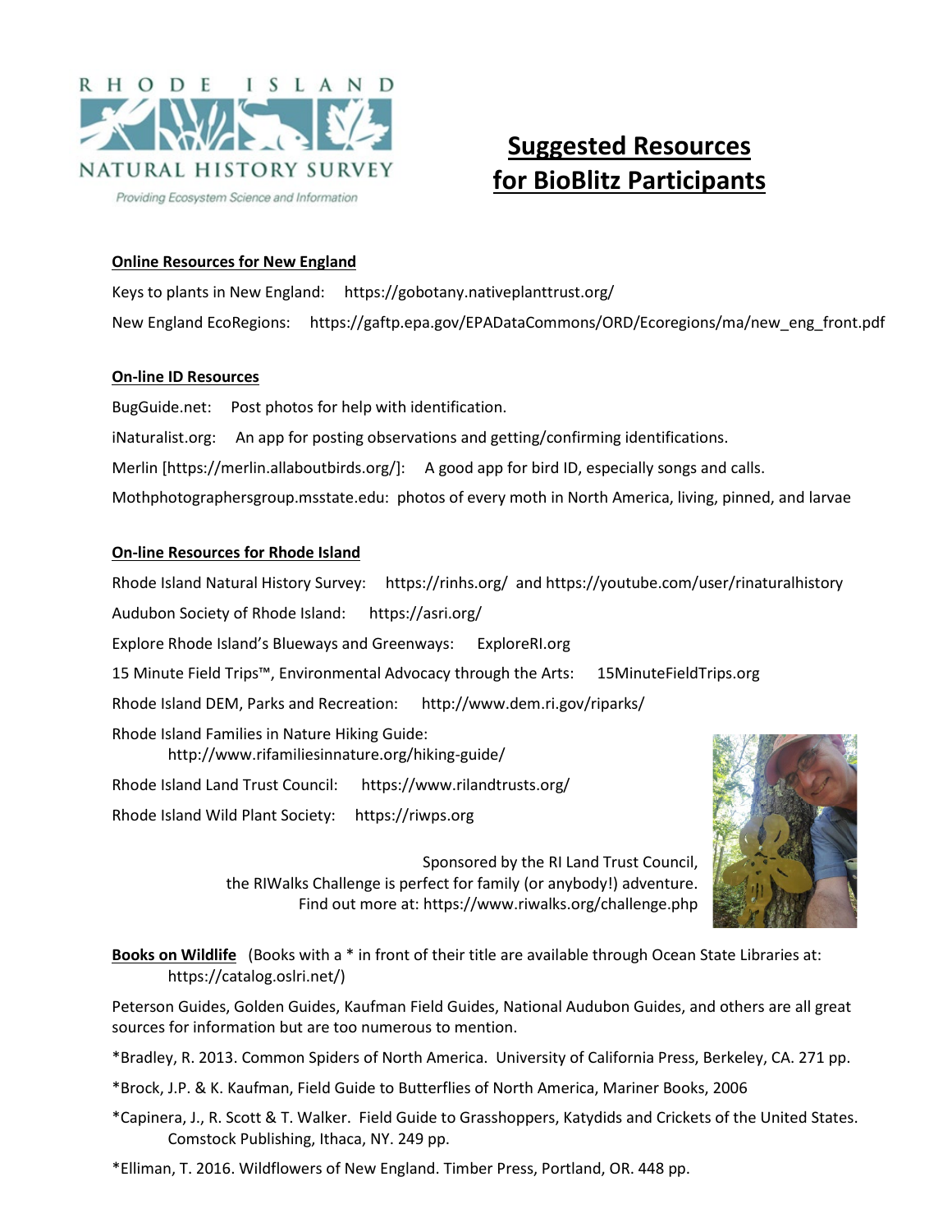RHODE ISLAND NATURAL HISTORY SURVEY

Providing Ecosystem Science and Information

# Suggested Resources for BioBlitz Participants

## Online Resources for New England

Keys to plants in New England: https://gobotany.nativeplanttrust.org/

New England EcoRegions: https://gaftp.epa.gov/EPADataCommons/ORD/Ecoregions/ma/new_eng_front.pdf

## On-line ID Resources

BugGuide.net: Post photos for help with identification.

iNaturalist.org: An app for posting observations and getting/confirming identifications.

Merlin [https://merlin.allaboutbirds.org/]: A good app for bird ID, especially songs and calls.

Mothphotographersgroup.msstate.edu: photos of every moth in North America, living, pinned, and larvae

## On-line Resources for Rhode Island

Rhode Island Natural History Survey: https://rinhs.org/ and https://youtube.com/user/rinaturalhistory

Audubon Society of Rhode Island: https://asri.org/

Explore Rhode Island's Blueways and Greenways: ExploreRI.org

15 Minute Field Trips™, Environmental Advocacy through the Arts: 15MinuteFieldTrips.org

Rhode Island DEM, Parks and Recreation: http://www.dem.ri.gov/riparks/

Rhode Island Families in Nature Hiking Guide: http://www.rifamiliesinnature.org/hiking-guide/

Rhode Island Land Trust Council: https://www.rilandtrusts.org/

Rhode Island Wild Plant Society: https://riwps.org

Sponsored by the RI Land Trust Council, the RIWalks Challenge is perfect for family (or anybody!) adventure. Find out more at: https://www.riwalks.org/challenge.php

## Books on Wildlife

(Books with a * in front of their title are available through Ocean State Libraries at: https://catalog.oslri.net/)

Peterson Guides, Golden Guides, Kaufman Field Guides, National Audubon Guides, and others are all great sources for information but are too numerous to mention.

*Bradley, R. 2013. Common Spiders of North America. University of California Press, Berkeley, CA. 271 pp.

*Brock, J.P. & K. Kaufman, Field Guide to Butterflies of North America, Mariner Books, 2006

*Capinera, J., R. Scott & T. Walker. Field Guide to Grasshoppers, Katydids and Crickets of the United States. Comstock Publishing, Ithaca, NY. 249 pp.

*Elliman, T. 2016. Wildflowers of New England. Timber Press, Portland, OR. 448 pp.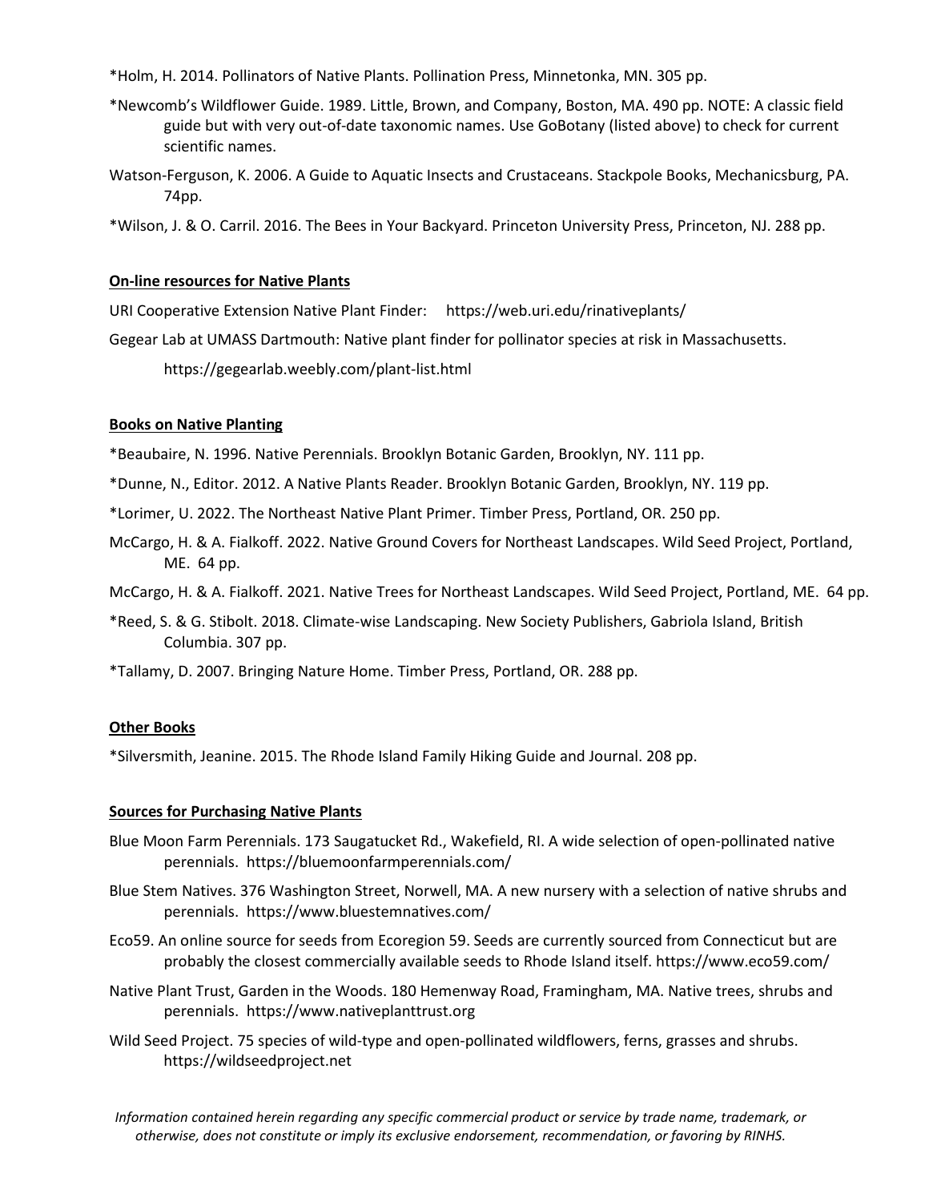*Holm, H. 2014. Pollinators of Native Plants. Pollination Press, Minnetonka, MN. 305 pp.

*Newcomb's Wildflower Guide. 1989. Little, Brown, and Company, Boston, MA. 490 pp. NOTE: A classic field guide but with very out-of-date taxonomic names. Use GoBotany (listed above) to check for current scientific names.

Watson-Ferguson, K. 2006. A Guide to Aquatic Insects and Crustaceans. Stackpole Books, Mechanicsburg, PA. 74pp.

*Wilson, J. & O. Carril. 2016. The Bees in Your Backyard. Princeton University Press, Princeton, NJ. 288 pp.

**On-line resources for Native Plants**

URI Cooperative Extension Native Plant Finder: https://web.uri.edu/rinativeplants/

Gegear Lab at UMASS Dartmouth: Native plant finder for pollinator species at risk in Massachusetts.

https://gegearlab.weebly.com/plant-list.html

**Books on Native Planting**

*Beaubaire, N. 1996. Native Perennials. Brooklyn Botanic Garden, Brooklyn, NY. 111 pp.

*Dunne, N., Editor. 2012. A Native Plants Reader. Brooklyn Botanic Garden, Brooklyn, NY. 119 pp.

*Lorimer, U. 2022. The Northeast Native Plant Primer. Timber Press, Portland, OR. 250 pp.

McCargo, H. & A. Fialkoff. 2022. Native Ground Covers for Northeast Landscapes. Wild Seed Project, Portland, ME. 64 pp.

McCargo, H. & A. Fialkoff. 2021. Native Trees for Northeast Landscapes. Wild Seed Project, Portland, ME. 64 pp.

*Reed, S. & G. Stibolt. 2018. Climate-wise Landscaping. New Society Publishers, Gabriola Island, British Columbia. 307 pp.

*Tallamy, D. 2007. Bringing Nature Home. Timber Press, Portland, OR. 288 pp.

**Other Books**

*Silversmith, Jeanine. 2015. The Rhode Island Family Hiking Guide and Journal. 208 pp.

**Sources for Purchasing Native Plants**

Blue Moon Farm Perennials. 173 Saugatucket Rd., Wakefield, RI. A wide selection of open-pollinated native perennials. https://bluemoonfarmperennials.com/

Blue Stem Natives. 376 Washington Street, Norwell, MA. A new nursery with a selection of native shrubs and perennials. https://www.bluestemnatives.com/

Eco59. An online source for seeds from Ecoregion 59. Seeds are currently sourced from Connecticut but are probably the closest commercially available seeds to Rhode Island itself. https://www.eco59.com/

Native Plant Trust, Garden in the Woods. 180 Hemenway Road, Framingham, MA. Native trees, shrubs and perennials. https://www.nativeplanttrust.org

Wild Seed Project. 75 species of wild-type and open-pollinated wildflowers, ferns, grasses and shrubs. https://wildseedproject.net

*Information contained herein regarding any specific commercial product or service by trade name, trademark, or otherwise, does not constitute or imply its exclusive endorsement, recommendation, or favoring by RINHS.*